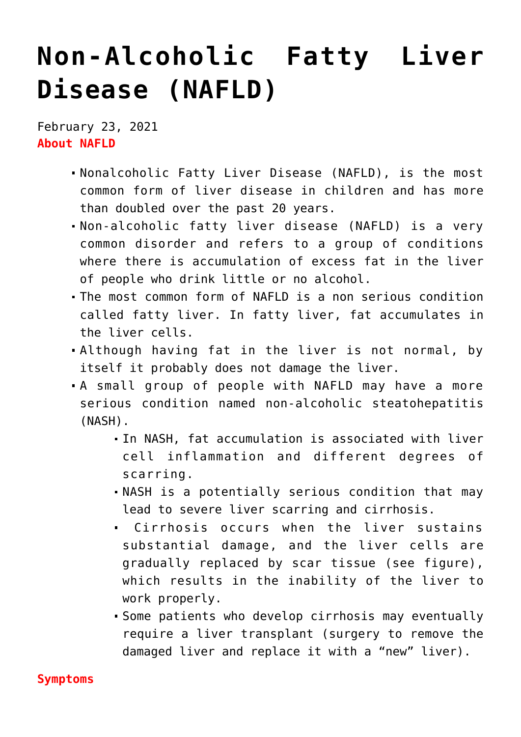# Non-Alcoholic Fatty Liver Disease (NAFLD)

February 23, 2021

**About NAFLD**

- Nonalcoholic Fatty Liver Disease (NAFLD), is the most common form of liver disease in children and has more than doubled over the past 20 years.
- Non-alcoholic fatty liver disease (NAFLD) is a very common disorder and refers to a group of conditions where there is accumulation of excess fat in the liver of people who drink little or no alcohol.
- The most common form of NAFLD is a non serious condition called fatty liver. In fatty liver, fat accumulates in the liver cells.
- Although having fat in the liver is not normal, by itself it probably does not damage the liver.
- A small group of people with NAFLD may have a more serious condition named non-alcoholic steatohepatitis (NASH).
  - In NASH, fat accumulation is associated with liver cell inflammation and different degrees of scarring.
  - NASH is a potentially serious condition that may lead to severe liver scarring and cirrhosis.
  - Cirrhosis occurs when the liver sustains substantial damage, and the liver cells are gradually replaced by scar tissue (see figure), which results in the inability of the liver to work properly.
  - Some patients who develop cirrhosis may eventually require a liver transplant (surgery to remove the damaged liver and replace it with a "new" liver).

**Symptoms**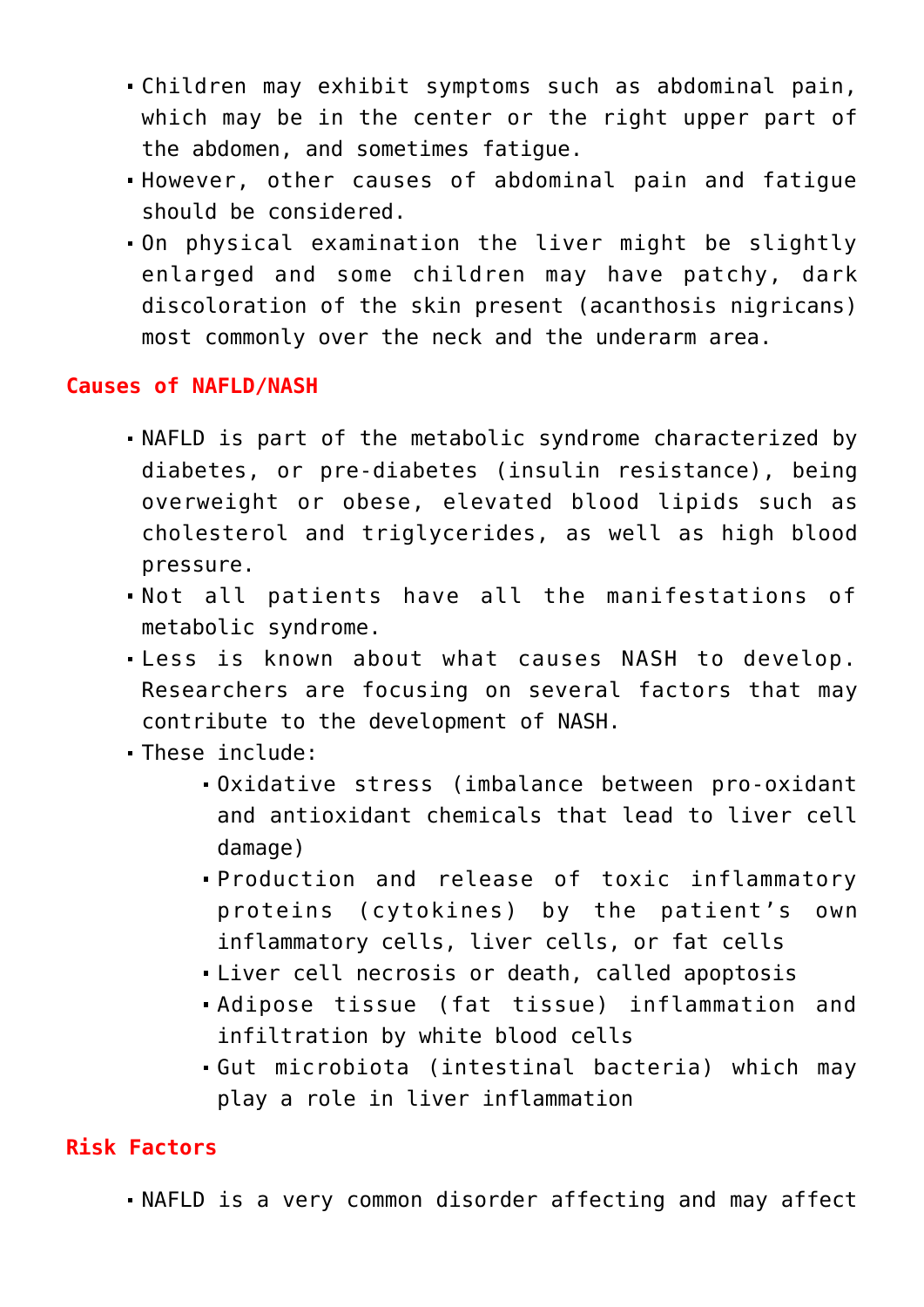- Children may exhibit symptoms such as abdominal pain, which may be in the center or the right upper part of the abdomen, and sometimes fatigue.
- However, other causes of abdominal pain and fatigue should be considered.
- On physical examination the liver might be slightly enlarged and some children may have patchy, dark discoloration of the skin present (acanthosis nigricans) most commonly over the neck and the underarm area.

## Causes of NAFLD/NASH

- NAFLD is part of the metabolic syndrome characterized by diabetes, or pre-diabetes (insulin resistance), being overweight or obese, elevated blood lipids such as cholesterol and triglycerides, as well as high blood pressure.
- Not all patients have all the manifestations of metabolic syndrome.
- Less is known about what causes NASH to develop. Researchers are focusing on several factors that may contribute to the development of NASH.
- These include:
  - Oxidative stress (imbalance between pro-oxidant and antioxidant chemicals that lead to liver cell damage)
  - Production and release of toxic inflammatory proteins (cytokines) by the patient's own inflammatory cells, liver cells, or fat cells
  - Liver cell necrosis or death, called apoptosis
  - Adipose tissue (fat tissue) inflammation and infiltration by white blood cells
  - Gut microbiota (intestinal bacteria) which may play a role in liver inflammation

## Risk Factors

- NAFLD is a very common disorder affecting and may affect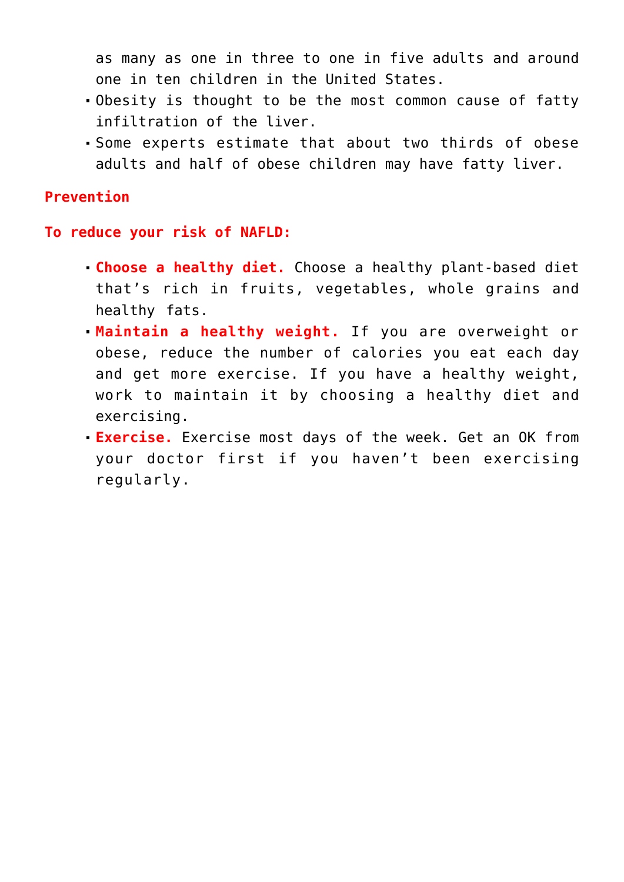as many as one in three to one in five adults and around one in ten children in the United States.

- Obesity is thought to be the most common cause of fatty infiltration of the liver.
- Some experts estimate that about two thirds of obese adults and half of obese children may have fatty liver.

**Prevention**

**To reduce your risk of NAFLD:**

- **Choose a healthy diet.** Choose a healthy plant-based diet that's rich in fruits, vegetables, whole grains and healthy fats.
- **Maintain a healthy weight.** If you are overweight or obese, reduce the number of calories you eat each day and get more exercise. If you have a healthy weight, work to maintain it by choosing a healthy diet and exercising.
- **Exercise.** Exercise most days of the week. Get an OK from your doctor first if you haven't been exercising regularly.